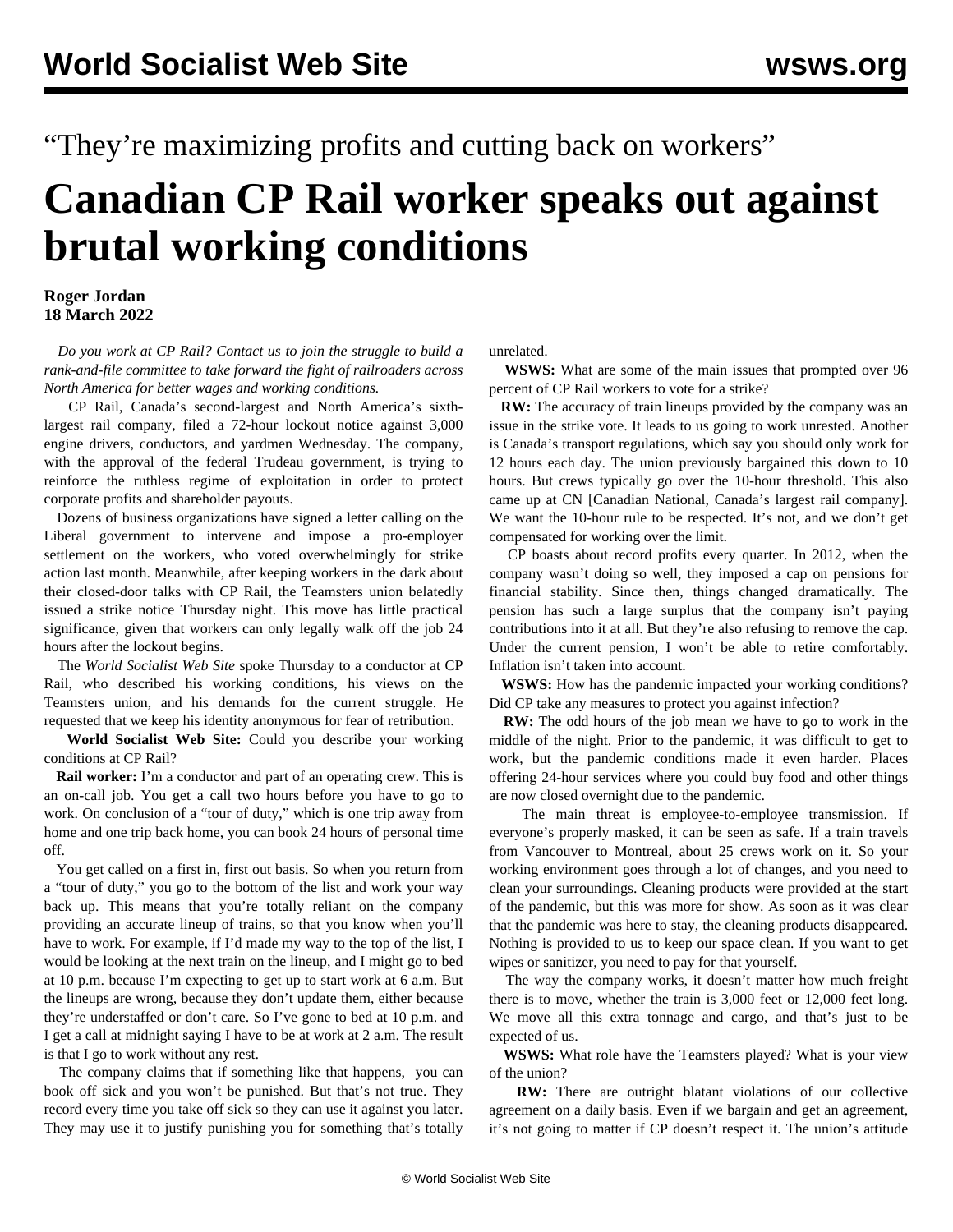“They’re maximizing profits and cutting back on workers”

# Canadian CP Rail worker speaks out against brutal working conditions

**Roger Jordan**
**18 March 2022**

*Do you work at CP Rail? Contact us to join the struggle to build a rank-and-file committee to take forward the fight of railroaders across North America for better wages and working conditions.*

CP Rail, Canada’s second-largest and North America’s sixth-largest rail company, filed a 72-hour lockout notice against 3,000 engine drivers, conductors, and yardmen Wednesday. The company, with the approval of the federal Trudeau government, is trying to reinforce the ruthless regime of exploitation in order to protect corporate profits and shareholder payouts.

Dozens of business organizations have signed a letter calling on the Liberal government to intervene and impose a pro-employer settlement on the workers, who voted overwhelmingly for strike action last month. Meanwhile, after keeping workers in the dark about their closed-door talks with CP Rail, the Teamsters union belatedly issued a strike notice Thursday night. This move has little practical significance, given that workers can only legally walk off the job 24 hours after the lockout begins.

The *World Socialist Web Site* spoke Thursday to a conductor at CP Rail, who described his working conditions, his views on the Teamsters union, and his demands for the current struggle. He requested that we keep his identity anonymous for fear of retribution.

**World Socialist Web Site:** Could you describe your working conditions at CP Rail?

**Rail worker:** I’m a conductor and part of an operating crew. This is an on-call job. You get a call two hours before you have to go to work. On conclusion of a “tour of duty,” which is one trip away from home and one trip back home, you can book 24 hours of personal time off.

You get called on a first in, first out basis. So when you return from a “tour of duty,” you go to the bottom of the list and work your way back up. This means that you’re totally reliant on the company providing an accurate lineup of trains, so that you know when you’ll have to work. For example, if I’d made my way to the top of the list, I would be looking at the next train on the lineup, and I might go to bed at 10 p.m. because I’m expecting to get up to start work at 6 a.m. But the lineups are wrong, because they don’t update them, either because they’re understaffed or don’t care. So I’ve gone to bed at 10 p.m. and I get a call at midnight saying I have to be at work at 2 a.m. The result is that I go to work without any rest.

The company claims that if something like that happens, you can book off sick and you won’t be punished. But that’s not true. They record every time you take off sick so they can use it against you later. They may use it to justify punishing you for something that’s totally unrelated.

**WSWS:** What are some of the main issues that prompted over 96 percent of CP Rail workers to vote for a strike?

**RW:** The accuracy of train lineups provided by the company was an issue in the strike vote. It leads to us going to work unrested. Another is Canada’s transport regulations, which say you should only work for 12 hours each day. The union previously bargained this down to 10 hours. But crews typically go over the 10-hour threshold. This also came up at CN [Canadian National, Canada’s largest rail company]. We want the 10-hour rule to be respected. It’s not, and we don’t get compensated for working over the limit.

CP boasts about record profits every quarter. In 2012, when the company wasn’t doing so well, they imposed a cap on pensions for financial stability. Since then, things changed dramatically. The pension has such a large surplus that the company isn’t paying contributions into it at all. But they’re also refusing to remove the cap. Under the current pension, I won’t be able to retire comfortably. Inflation isn’t taken into account.

**WSWS:** How has the pandemic impacted your working conditions? Did CP take any measures to protect you against infection?

**RW:** The odd hours of the job mean we have to go to work in the middle of the night. Prior to the pandemic, it was difficult to get to work, but the pandemic conditions made it even harder. Places offering 24-hour services where you could buy food and other things are now closed overnight due to the pandemic.

The main threat is employee-to-employee transmission. If everyone’s properly masked, it can be seen as safe. If a train travels from Vancouver to Montreal, about 25 crews work on it. So your working environment goes through a lot of changes, and you need to clean your surroundings. Cleaning products were provided at the start of the pandemic, but this was more for show. As soon as it was clear that the pandemic was here to stay, the cleaning products disappeared. Nothing is provided to us to keep our space clean. If you want to get wipes or sanitizer, you need to pay for that yourself.

The way the company works, it doesn’t matter how much freight there is to move, whether the train is 3,000 feet or 12,000 feet long. We move all this extra tonnage and cargo, and that’s just to be expected of us.

**WSWS:** What role have the Teamsters played? What is your view of the union?

**RW:** There are outright blatant violations of our collective agreement on a daily basis. Even if we bargain and get an agreement, it’s not going to matter if CP doesn’t respect it. The union’s attitude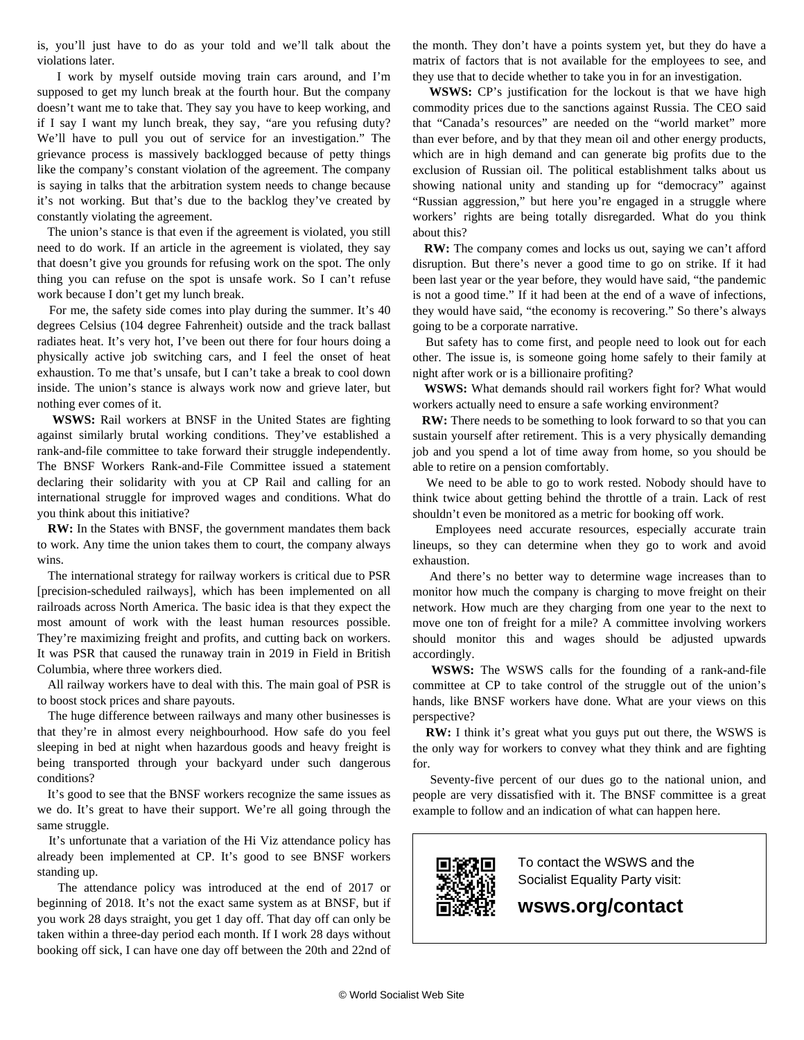is, you'll just have to do as your told and we'll talk about the violations later.

I work by myself outside moving train cars around, and I'm supposed to get my lunch break at the fourth hour. But the company doesn't want me to take that. They say you have to keep working, and if I say I want my lunch break, they say, "are you refusing duty? We'll have to pull you out of service for an investigation." The grievance process is massively backlogged because of petty things like the company's constant violation of the agreement. The company is saying in talks that the arbitration system needs to change because it's not working. But that's due to the backlog they've created by constantly violating the agreement.

The union's stance is that even if the agreement is violated, you still need to do work. If an article in the agreement is violated, they say that doesn't give you grounds for refusing work on the spot. The only thing you can refuse on the spot is unsafe work. So I can't refuse work because I don't get my lunch break.

For me, the safety side comes into play during the summer. It's 40 degrees Celsius (104 degree Fahrenheit) outside and the track ballast radiates heat. It's very hot, I've been out there for four hours doing a physically active job switching cars, and I feel the onset of heat exhaustion. To me that's unsafe, but I can't take a break to cool down inside. The union's stance is always work now and grieve later, but nothing ever comes of it.

**WSWS:** Rail workers at BNSF in the United States are fighting against similarly brutal working conditions. They've established a rank-and-file committee to take forward their struggle independently. The BNSF Workers Rank-and-File Committee issued a statement declaring their solidarity with you at CP Rail and calling for an international struggle for improved wages and conditions. What do you think about this initiative?

**RW:** In the States with BNSF, the government mandates them back to work. Any time the union takes them to court, the company always wins.

The international strategy for railway workers is critical due to PSR [precision-scheduled railways], which has been implemented on all railroads across North America. The basic idea is that they expect the most amount of work with the least human resources possible. They're maximizing freight and profits, and cutting back on workers. It was PSR that caused the runaway train in 2019 in Field in British Columbia, where three workers died.

All railway workers have to deal with this. The main goal of PSR is to boost stock prices and share payouts.

The huge difference between railways and many other businesses is that they're in almost every neighbourhood. How safe do you feel sleeping in bed at night when hazardous goods and heavy freight is being transported through your backyard under such dangerous conditions?

It's good to see that the BNSF workers recognize the same issues as we do. It's great to have their support. We're all going through the same struggle.

It's unfortunate that a variation of the Hi Viz attendance policy has already been implemented at CP. It's good to see BNSF workers standing up.

The attendance policy was introduced at the end of 2017 or beginning of 2018. It's not the exact same system as at BNSF, but if you work 28 days straight, you get 1 day off. That day off can only be taken within a three-day period each month. If I work 28 days without booking off sick, I can have one day off between the 20th and 22nd of the month. They don't have a points system yet, but they do have a matrix of factors that is not available for the employees to see, and they use that to decide whether to take you in for an investigation.

**WSWS:** CP's justification for the lockout is that we have high commodity prices due to the sanctions against Russia. The CEO said that "Canada's resources" are needed on the "world market" more than ever before, and by that they mean oil and other energy products, which are in high demand and can generate big profits due to the exclusion of Russian oil. The political establishment talks about us showing national unity and standing up for "democracy" against "Russian aggression," but here you're engaged in a struggle where workers' rights are being totally disregarded. What do you think about this?

**RW:** The company comes and locks us out, saying we can't afford disruption. But there's never a good time to go on strike. If it had been last year or the year before, they would have said, "the pandemic is not a good time." If it had been at the end of a wave of infections, they would have said, "the economy is recovering." So there's always going to be a corporate narrative.

But safety has to come first, and people need to look out for each other. The issue is, is someone going home safely to their family at night after work or is a billionaire profiting?

**WSWS:** What demands should rail workers fight for? What would workers actually need to ensure a safe working environment?

**RW:** There needs to be something to look forward to so that you can sustain yourself after retirement. This is a very physically demanding job and you spend a lot of time away from home, so you should be able to retire on a pension comfortably.

We need to be able to go to work rested. Nobody should have to think twice about getting behind the throttle of a train. Lack of rest shouldn't even be monitored as a metric for booking off work.

Employees need accurate resources, especially accurate train lineups, so they can determine when they go to work and avoid exhaustion.

And there's no better way to determine wage increases than to monitor how much the company is charging to move freight on their network. How much are they charging from one year to the next to move one ton of freight for a mile? A committee involving workers should monitor this and wages should be adjusted upwards accordingly.

**WSWS:** The WSWS calls for the founding of a rank-and-file committee at CP to take control of the struggle out of the union's hands, like BNSF workers have done. What are your views on this perspective?

**RW:** I think it's great what you guys put out there, the WSWS is the only way for workers to convey what they think and are fighting for.

Seventy-five percent of our dues go to the national union, and people are very dissatisfied with it. The BNSF committee is a great example to follow and an indication of what can happen here.

To contact the WSWS and the Socialist Equality Party visit:

**wsws.org/contact**